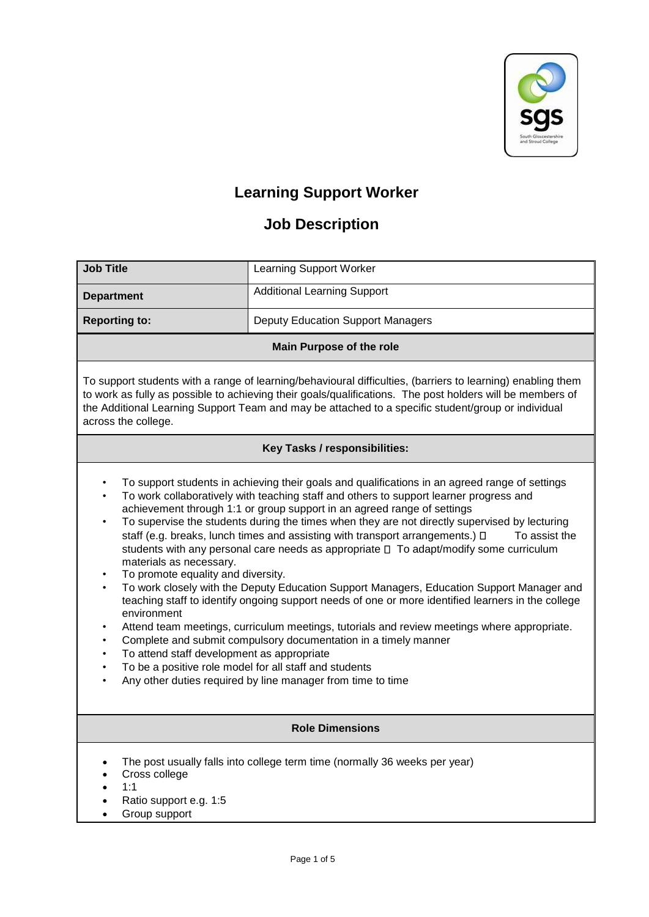# Learning Support Worker

## Job Description

| **Job Title** | Learning Support Worker |
|---|---|
| **Department** | Additional Learning Support |
| **Reporting to:** | Deputy Education Support Managers |

### Main Purpose of the role

To support students with a range of learning/behavioural difficulties, (barriers to learning) enabling them to work as fully as possible to achieving their goals/qualifications. The post holders will be members of the Additional Learning Support Team and may be attached to a specific student/group or individual across the college.

### Key Tasks / responsibilities:

- To support students in achieving their goals and qualifications in an agreed range of settings
- To work collaboratively with teaching staff and others to support learner progress and achievement through 1:1 or group support in an agreed range of settings
- To supervise the students during the times when they are not directly supervised by lecturing staff (e.g. breaks, lunch times and assisting with transport arrangements.)  To assist the students with any personal care needs as appropriate  To adapt/modify some curriculum materials as necessary.
- To promote equality and diversity.
- To work closely with the Deputy Education Support Managers, Education Support Manager and teaching staff to identify ongoing support needs of one or more identified learners in the college environment
- Attend team meetings, curriculum meetings, tutorials and review meetings where appropriate.
- Complete and submit compulsory documentation in a timely manner
- To attend staff development as appropriate
- To be a positive role model for all staff and students
- Any other duties required by line manager from time to time

### Role Dimensions

- The post usually falls into college term time (normally 36 weeks per year)
- Cross college
- 1:1
- Ratio support e.g. 1:5
- Group support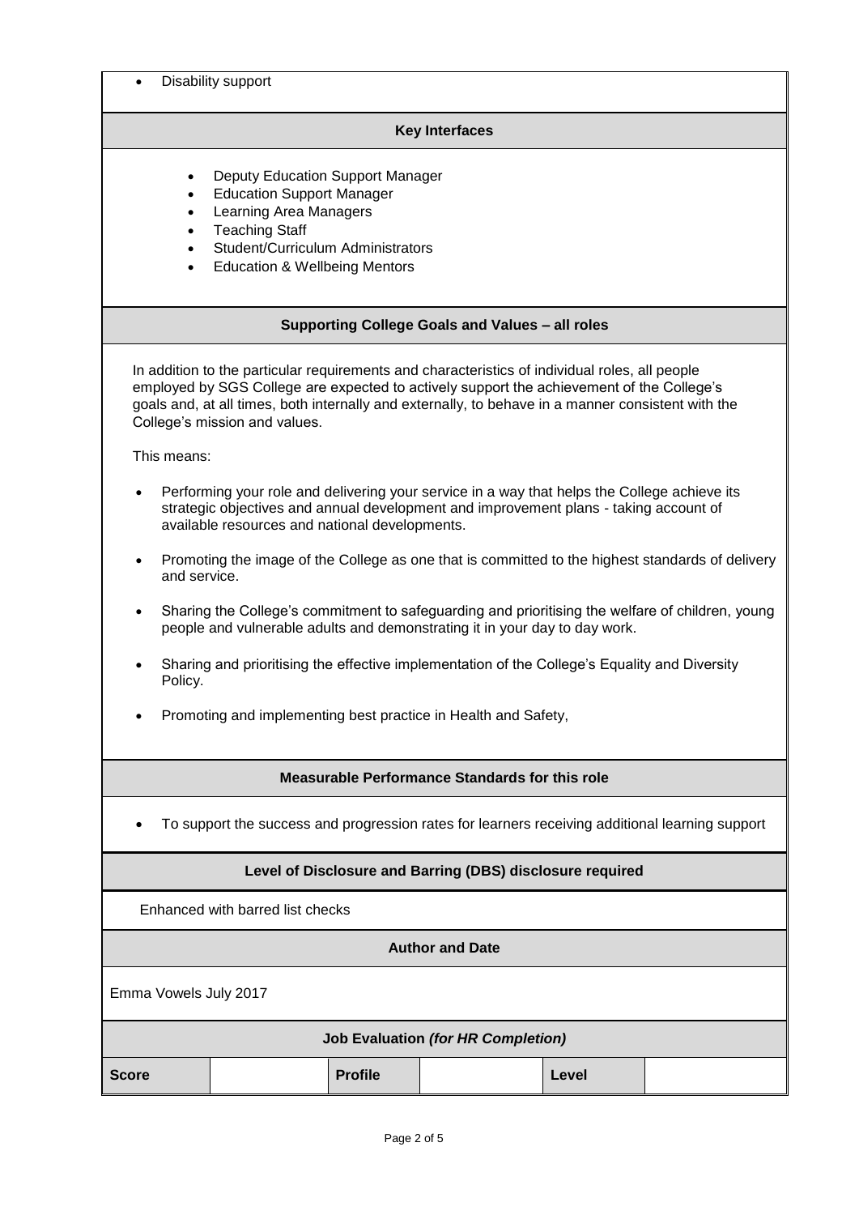- Disability support

## Key Interfaces

- Deputy Education Support Manager
- Education Support Manager
- Learning Area Managers
- Teaching Staff
- Student/Curriculum Administrators
- Education & Wellbeing Mentors

## Supporting College Goals and Values – all roles

In addition to the particular requirements and characteristics of individual roles, all people employed by SGS College are expected to actively support the achievement of the College's goals and, at all times, both internally and externally, to behave in a manner consistent with the College's mission and values.

This means:

- Performing your role and delivering your service in a way that helps the College achieve its strategic objectives and annual development and improvement plans - taking account of available resources and national developments.
- Promoting the image of the College as one that is committed to the highest standards of delivery and service.
- Sharing the College's commitment to safeguarding and prioritising the welfare of children, young people and vulnerable adults and demonstrating it in your day to day work.
- Sharing and prioritising the effective implementation of the College's Equality and Diversity Policy.
- Promoting and implementing best practice in Health and Safety,

## Measurable Performance Standards for this role

- To support the success and progression rates for learners receiving additional learning support

## Level of Disclosure and Barring (DBS) disclosure required

Enhanced with barred list checks

## Author and Date

Emma Vowels July 2017

## Job Evaluation *(for HR Completion)*

| **Score** | | **Profile** | | **Level** | |
|---|---|---|---|---|---|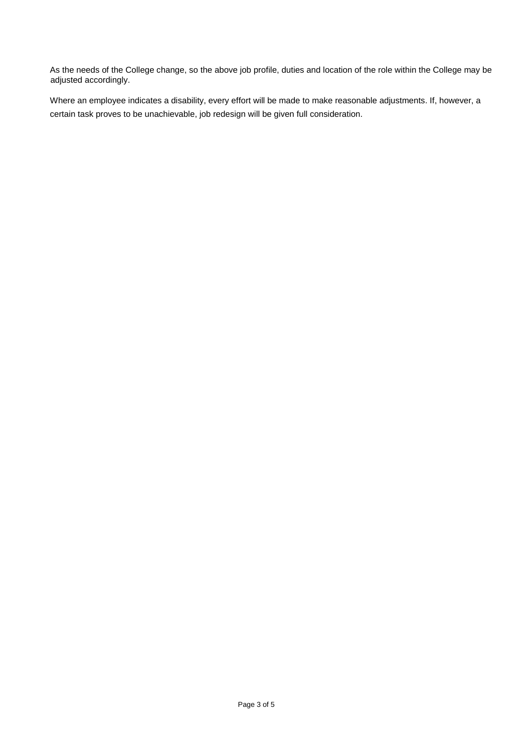As the needs of the College change, so the above job profile, duties and location of the role within the College may be adjusted accordingly.

Where an employee indicates a disability, every effort will be made to make reasonable adjustments. If, however, a certain task proves to be unachievable, job redesign will be given full consideration.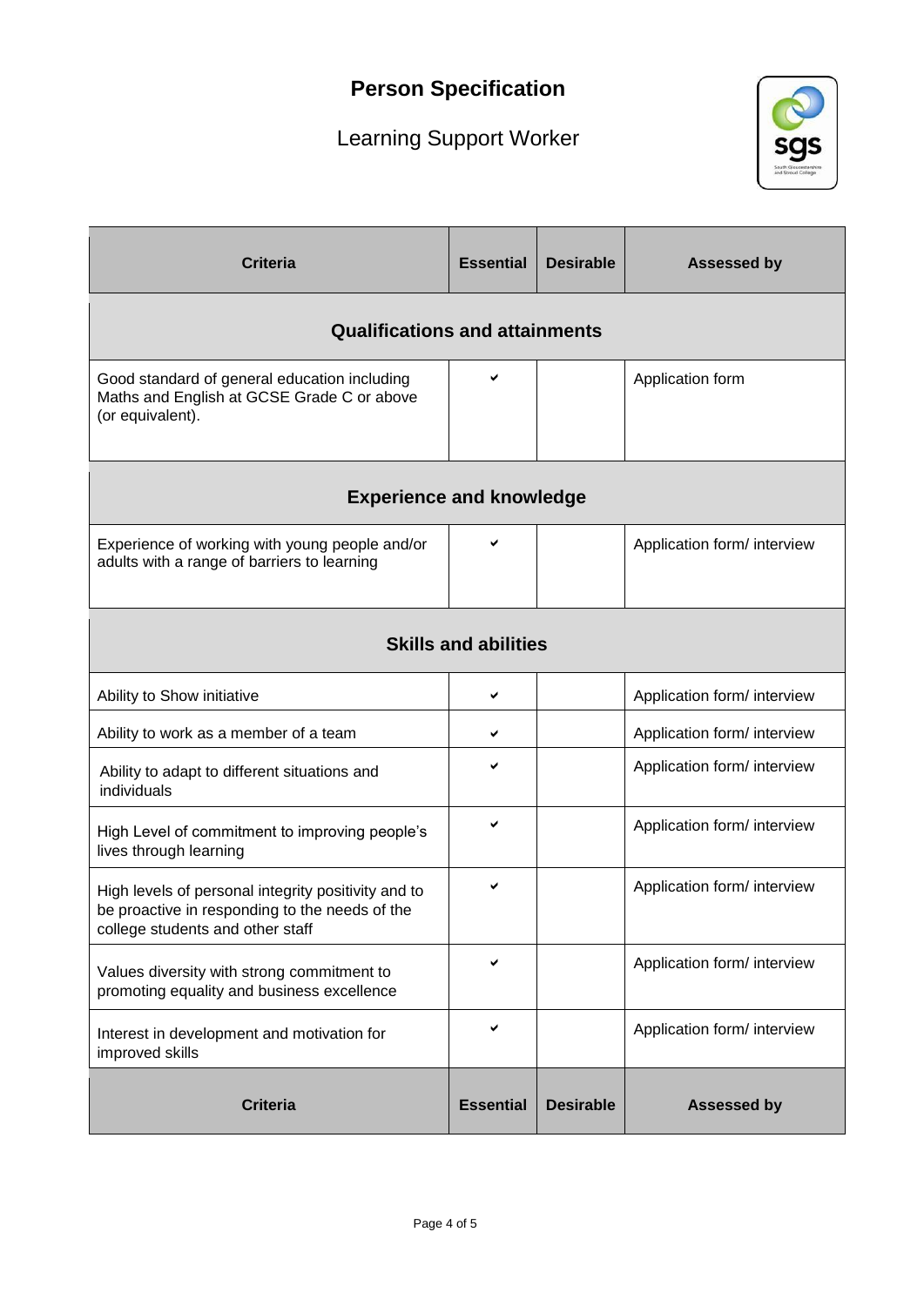# Person Specification

## Learning Support Worker

| Criteria | Essential | Desirable | Assessed by |
|---|---|---|---|
| **Qualifications and attainments** | | | |
| Good standard of general education including Maths and English at GCSE Grade C or above (or equivalent). | ✔ | | Application form |
| **Experience and knowledge** | | | |
| Experience of working with young people and/or adults with a range of barriers to learning | ✔ | | Application form/ interview |
| **Skills and abilities** | | | |
| Ability to Show initiative | ✔ | | Application form/ interview |
| Ability to work as a member of a team | ✔ | | Application form/ interview |
| Ability to adapt to different situations and individuals | ✔ | | Application form/ interview |
| High Level of commitment to improving people's lives through learning | ✔ | | Application form/ interview |
| High levels of personal integrity positivity and to be proactive in responding to the needs of the college students and other staff | ✔ | | Application form/ interview |
| Values diversity with strong commitment to promoting equality and business excellence | ✔ | | Application form/ interview |
| Interest in development and motivation for improved skills | ✔ | | Application form/ interview |
| **Criteria** | **Essential** | **Desirable** | **Assessed by** |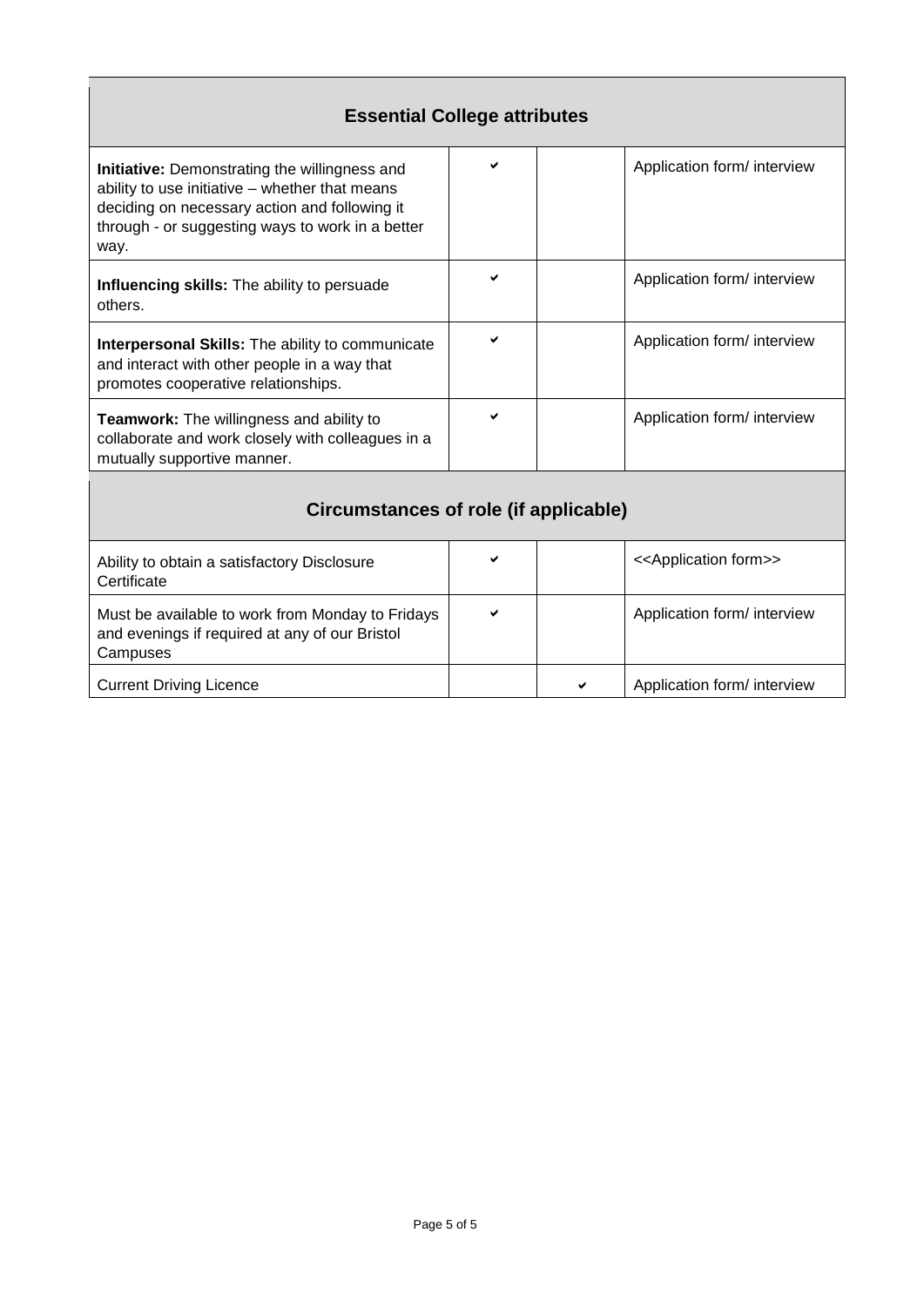| Essential College attributes | | | |
|---|---|---|---|
| **Initiative:** Demonstrating the willingness and ability to use initiative – whether that means deciding on necessary action and following it through - or suggesting ways to work in a better way. | ✔ | | Application form/ interview |
| **Influencing skills:** The ability to persuade others. | ✔ | | Application form/ interview |
| **Interpersonal Skills:** The ability to communicate and interact with other people in a way that promotes cooperative relationships. | ✔ | | Application form/ interview |
| **Teamwork:** The willingness and ability to collaborate and work closely with colleagues in a mutually supportive manner. | ✔ | | Application form/ interview |
| **Circumstances of role (if applicable)** | | | |
| Ability to obtain a satisfactory Disclosure Certificate | ✔ | | <<Application form>> |
| Must be available to work from Monday to Fridays and evenings if required at any of our Bristol Campuses | ✔ | | Application form/ interview |
| Current Driving Licence | | ✔ | Application form/ interview |